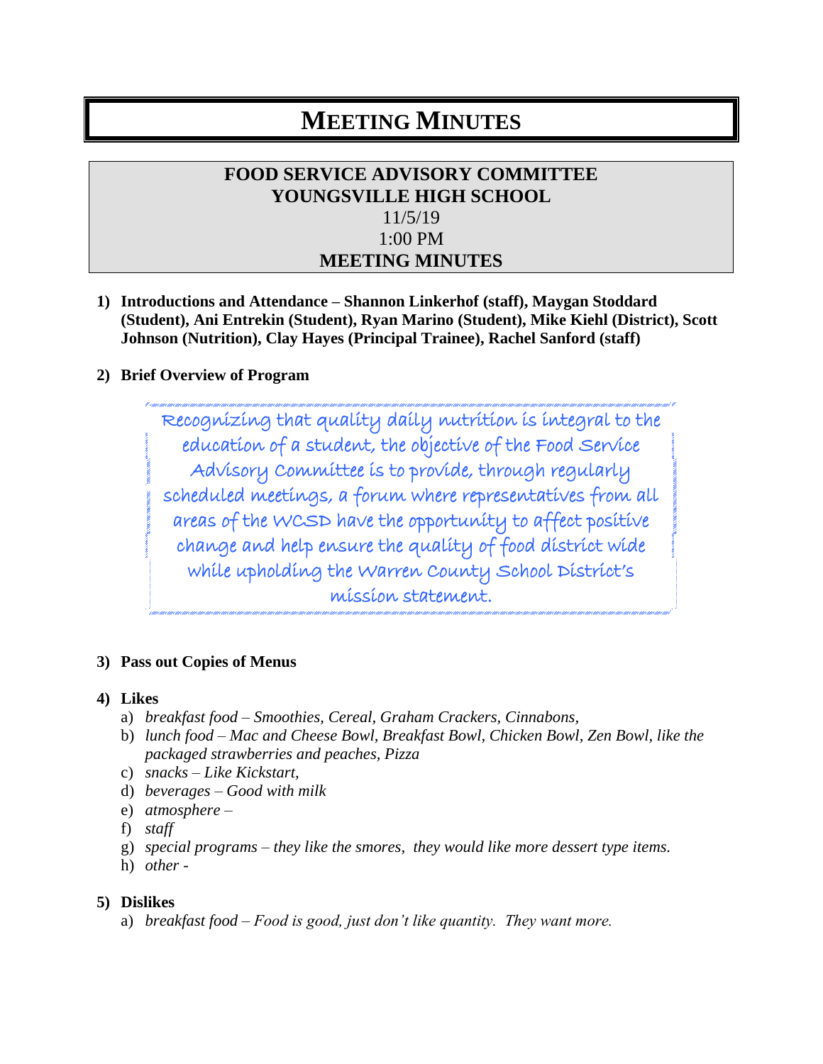# MEETING MINUTES

## FOOD SERVICE ADVISORY COMMITTEE
## YOUNGSVILLE HIGH SCHOOL

11/5/19

1:00 PM

**MEETING MINUTES**

1) **Introductions and Attendance – Shannon Linkerhof (staff), Maygan Stoddard (Student), Ani Entrekin (Student), Ryan Marino (Student), Mike Kiehl (District), Scott Johnson (Nutrition), Clay Hayes (Principal Trainee), Rachel Sanford (staff)**

2) **Brief Overview of Program**

> Recognizing that quality daily nutrition is integral to the education of a student, the objective of the Food Service Advisory Committee is to provide, through regularly scheduled meetings, a forum where representatives from all areas of the WCSD have the opportunity to affect positive change and help ensure the quality of food district wide while upholding the Warren County School District's mission statement.

3) **Pass out Copies of Menus**

4) **Likes**
   a) *breakfast food – Smoothies, Cereal, Graham Crackers, Cinnabons,*
   b) *lunch food – Mac and Cheese Bowl, Breakfast Bowl, Chicken Bowl, Zen Bowl, like the packaged strawberries and peaches, Pizza*
   c) *snacks – Like Kickstart,*
   d) *beverages – Good with milk*
   e) *atmosphere –*
   f) *staff*
   g) *special programs – they like the smores, they would like more dessert type items.*
   h) *other -*

5) **Dislikes**
   a) *breakfast food – Food is good, just don't like quantity. They want more.*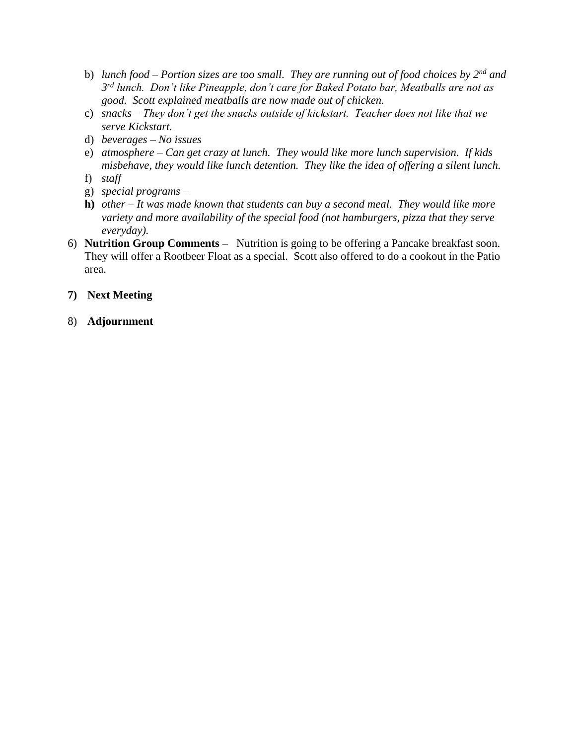b) *lunch food – Portion sizes are too small. They are running out of food choices by 2nd and 3rd lunch. Don't like Pineapple, don't care for Baked Potato bar, Meatballs are not as good. Scott explained meatballs are now made out of chicken.*

c) *snacks – They don't get the snacks outside of kickstart. Teacher does not like that we serve Kickstart.*

d) *beverages – No issues*

e) *atmosphere – Can get crazy at lunch. They would like more lunch supervision. If kids misbehave, they would like lunch detention. They like the idea of offering a silent lunch.*

f) *staff*

g) *special programs –*

**h)** *other – It was made known that students can buy a second meal. They would like more variety and more availability of the special food (not hamburgers, pizza that they serve everyday).*

6) **Nutrition Group Comments –** Nutrition is going to be offering a Pancake breakfast soon. They will offer a Rootbeer Float as a special. Scott also offered to do a cookout in the Patio area.

**7) Next Meeting**

8) **Adjournment**